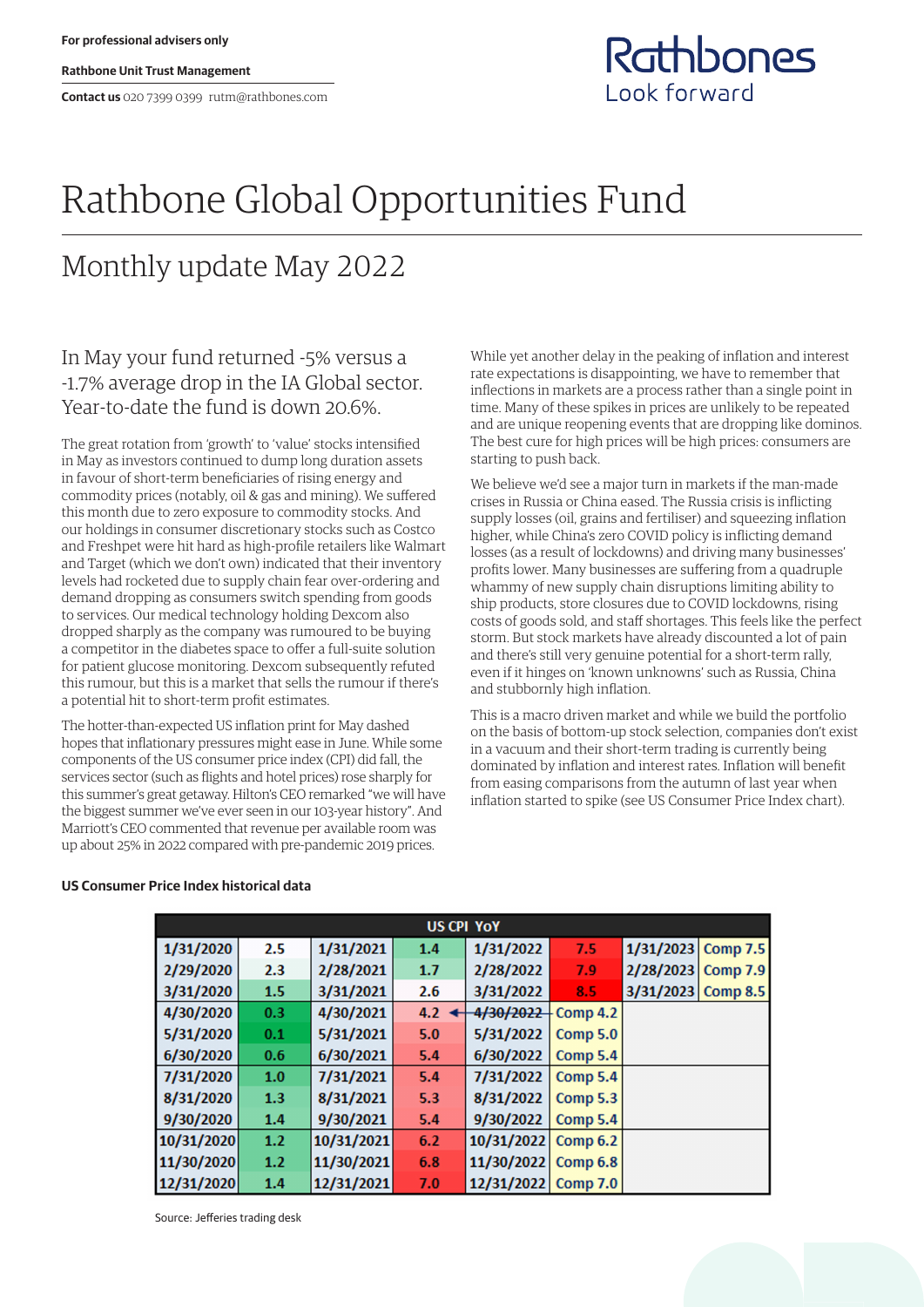For professional advisers only

Rathbone Unit Trust Management

**Contact us** 020 7399 0399 rutm@rathbones.com

# Rathbone Global Opportunities Fund

## Monthly update May 2022

### In May your fund returned -5% versus a -1.7% average drop in the IA Global sector. Year-to-date the fund is down 20.6%.

The great rotation from 'growth' to 'value' stocks intensified in May as investors continued to dump long duration assets in favour of short-term beneficiaries of rising energy and commodity prices (notably, oil & gas and mining). We suffered this month due to zero exposure to commodity stocks. And our holdings in consumer discretionary stocks such as Costco and Freshpet were hit hard as high-profile retailers like Walmart and Target (which we don't own) indicated that their inventory levels had rocketed due to supply chain fear over-ordering and demand dropping as consumers switch spending from goods to services. Our medical technology holding Dexcom also dropped sharply as the company was rumoured to be buying a competitor in the diabetes space to offer a full-suite solution for patient glucose monitoring. Dexcom subsequently refuted this rumour, but this is a market that sells the rumour if there's a potential hit to short-term profit estimates.

The hotter-than-expected US inflation print for May dashed hopes that inflationary pressures might ease in June. While some components of the US consumer price index (CPI) did fall, the services sector (such as flights and hotel prices) rose sharply for this summer's great getaway. Hilton's CEO remarked "we will have the biggest summer we've ever seen in our 103-year history". And Marriott's CEO commented that revenue per available room was up about 25% in 2022 compared with pre-pandemic 2019 prices.

While yet another delay in the peaking of inflation and interest rate expectations is disappointing, we have to remember that inflections in markets are a process rather than a single point in time. Many of these spikes in prices are unlikely to be repeated and are unique reopening events that are dropping like dominos. The best cure for high prices will be high prices: consumers are starting to push back.

We believe we'd see a major turn in markets if the man-made crises in Russia or China eased. The Russia crisis is inflicting supply losses (oil, grains and fertiliser) and squeezing inflation higher, while China's zero COVID policy is inflicting demand losses (as a result of lockdowns) and driving many businesses' profits lower. Many businesses are suffering from a quadruple whammy of new supply chain disruptions limiting ability to ship products, store closures due to COVID lockdowns, rising costs of goods sold, and staff shortages. This feels like the perfect storm. But stock markets have already discounted a lot of pain and there's still very genuine potential for a short-term rally, even if it hinges on 'known unknowns' such as Russia, China and stubbornly high inflation.

This is a macro driven market and while we build the portfolio on the basis of bottom-up stock selection, companies don't exist in a vacuum and their short-term trading is currently being dominated by inflation and interest rates. Inflation will benefit from easing comparisons from the autumn of last year when inflation started to spike (see US Consumer Price Index chart).

**US Consumer Price Index historical data**

| US CPI YoY | | | | | | | |
|---|---|---|---|---|---|---|---|
| 1/31/2020 | 2.5 | 1/31/2021 | 1.4 | 1/31/2022 | 7.5 | 1/31/2023 | Comp 7.5 |
| 2/29/2020 | 2.3 | 2/28/2021 | 1.7 | 2/28/2022 | 7.9 | 2/28/2023 | Comp 7.9 |
| 3/31/2020 | 1.5 | 3/31/2021 | 2.6 | 3/31/2022 | 8.5 | 3/31/2023 | Comp 8.5 |
| 4/30/2020 | 0.3 | 4/30/2021 | 4.2 ← | ~~4/30/2022~~ | Comp 4.2 | | |
| 5/31/2020 | 0.1 | 5/31/2021 | 5.0 | 5/31/2022 | Comp 5.0 | | |
| 6/30/2020 | 0.6 | 6/30/2021 | 5.4 | 6/30/2022 | Comp 5.4 | | |
| 7/31/2020 | 1.0 | 7/31/2021 | 5.4 | 7/31/2022 | Comp 5.4 | | |
| 8/31/2020 | 1.3 | 8/31/2021 | 5.3 | 8/31/2022 | Comp 5.3 | | |
| 9/30/2020 | 1.4 | 9/30/2021 | 5.4 | 9/30/2022 | Comp 5.4 | | |
| 10/31/2020 | 1.2 | 10/31/2021 | 6.2 | 10/31/2022 | Comp 6.2 | | |
| 11/30/2020 | 1.2 | 11/30/2021 | 6.8 | 11/30/2022 | Comp 6.8 | | |
| 12/31/2020 | 1.4 | 12/31/2021 | 7.0 | 12/31/2022 | Comp 7.0 | | |

Source: Jefferies trading desk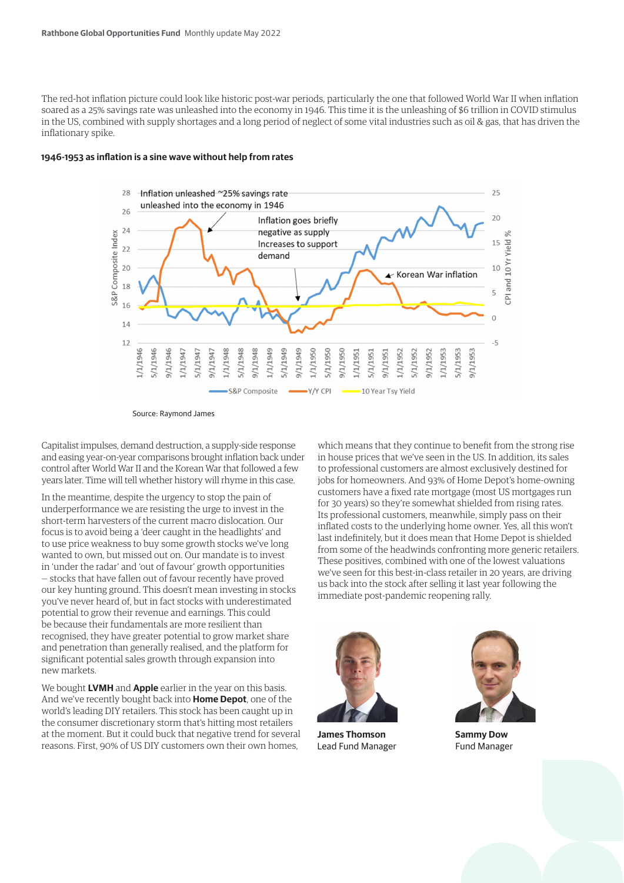The red-hot inflation picture could look like historic post-war periods, particularly the one that followed World War II when inflation soared as a 25% savings rate was unleashed into the economy in 1946. This time it is the unleashing of $6 trillion in COVID stimulus in the US, combined with supply shortages and a long period of neglect of some vital industries such as oil & gas, that has driven the inflationary spike.

**1946-1953 as inflation is a sine wave without help from rates**

Source: Raymond James

Capitalist impulses, demand destruction, a supply-side response and easing year-on-year comparisons brought inflation back under control after World War II and the Korean War that followed a few years later. Time will tell whether history will rhyme in this case.

In the meantime, despite the urgency to stop the pain of underperformance we are resisting the urge to invest in the short-term harvesters of the current macro dislocation. Our focus is to avoid being a 'deer caught in the headlights' and to use price weakness to buy some growth stocks we've long wanted to own, but missed out on. Our mandate is to invest in 'under the radar' and 'out of favour' growth opportunities – stocks that have fallen out of favour recently have proved our key hunting ground. This doesn't mean investing in stocks you've never heard of, but in fact stocks with underestimated potential to grow their revenue and earnings. This could be because their fundamentals are more resilient than recognised, they have greater potential to grow market share and penetration than generally realised, and the platform for significant potential sales growth through expansion into new markets.

We bought **LVMH** and **Apple** earlier in the year on this basis. And we've recently bought back into **Home Depot**, one of the world's leading DIY retailers. This stock has been caught up in the consumer discretionary storm that's hitting most retailers at the moment. But it could buck that negative trend for several reasons. First, 90% of US DIY customers own their own homes, which means that they continue to benefit from the strong rise in house prices that we've seen in the US. In addition, its sales to professional customers are almost exclusively destined for jobs for homeowners. And 93% of Home Depot's home-owning customers have a fixed rate mortgage (most US mortgages run for 30 years) so they're somewhat shielded from rising rates. Its professional customers, meanwhile, simply pass on their inflated costs to the underlying home owner. Yes, all this won't last indefinitely, but it does mean that Home Depot is shielded from some of the headwinds confronting more generic retailers. These positives, combined with one of the lowest valuations we've seen for this best-in-class retailer in 20 years, are driving us back into the stock after selling it last year following the immediate post-pandemic reopening rally.

**James Thomson**
Lead Fund Manager

**Sammy Dow**
Fund Manager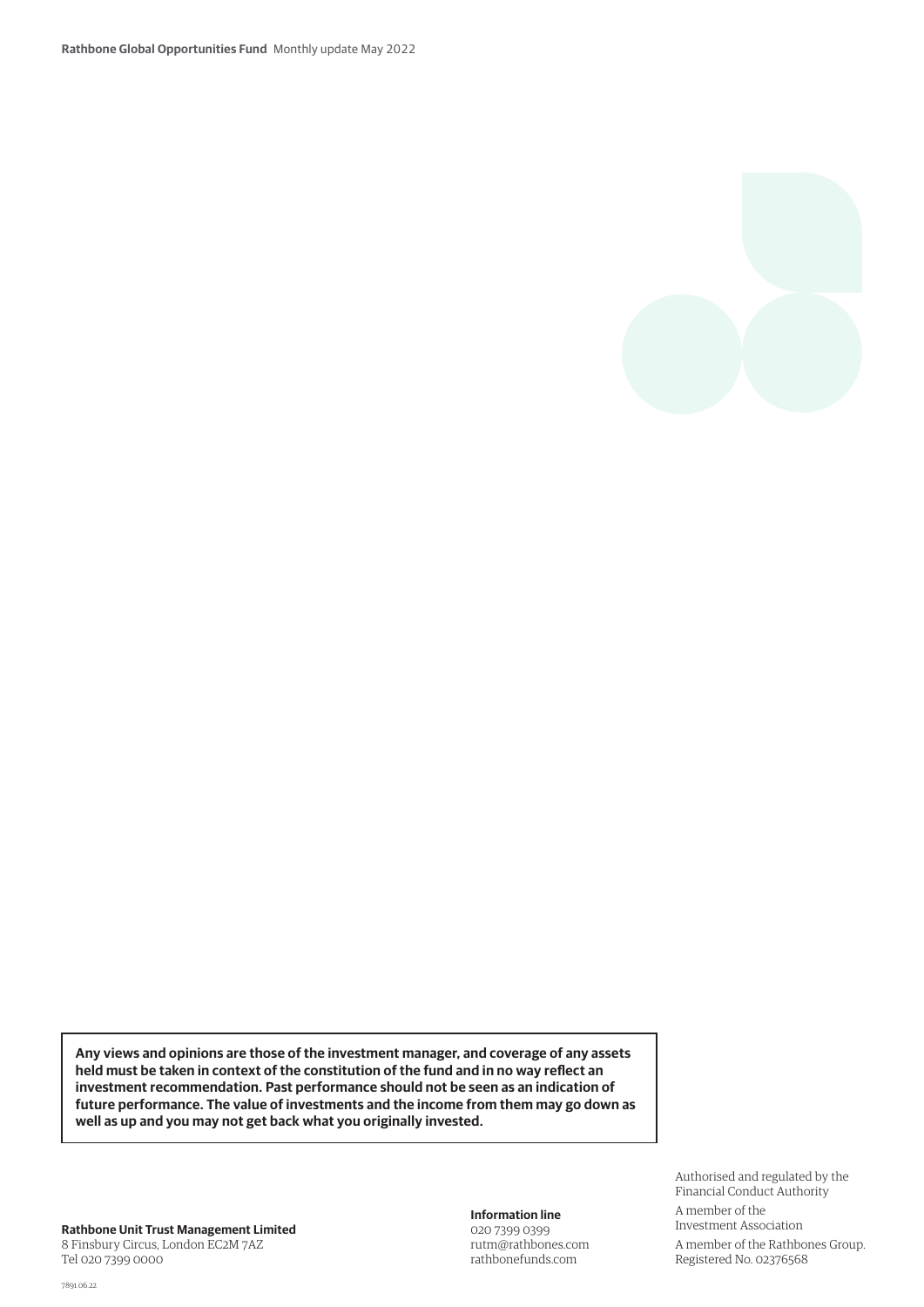**Any views and opinions are those of the investment manager, and coverage of any assets held must be taken in context of the constitution of the fund and in no way reflect an investment recommendation. Past performance should not be seen as an indication of future performance. The value of investments and the income from them may go down as well as up and you may not get back what you originally invested.**

**Rathbone Unit Trust Management Limited**
8 Finsbury Circus, London EC2M 7AZ
Tel 020 7399 0000

**Information line**
020 7399 0399
rutm@rathbones.com
rathbonefunds.com

Authorised and regulated by the Financial Conduct Authority

A member of the Investment Association

A member of the Rathbones Group. Registered No. 02376568

7891.06.22